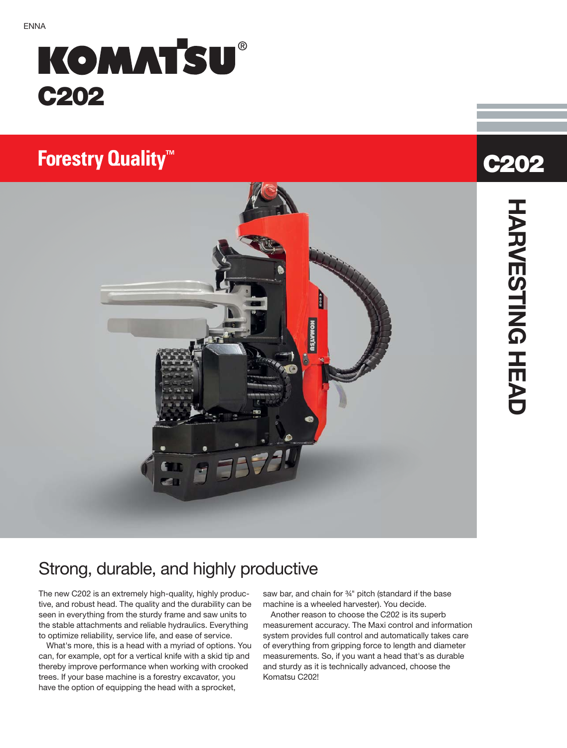ENNA

# KOMATSU®

# C202

## Forestry Quality™

C202

HARVESTING HEAD

## Strong, durable, and highly productive

The new C202 is an extremely high-quality, highly productive, and robust head. The quality and the durability can be seen in everything from the sturdy frame and saw units to the stable attachments and reliable hydraulics. Everything to optimize reliability, service life, and ease of service.

What's more, this is a head with a myriad of options. You can, for example, opt for a vertical knife with a skid tip and thereby improve performance when working with crooked trees. If your base machine is a forestry excavator, you have the option of equipping the head with a sprocket, saw bar, and chain for ¾" pitch (standard if the base machine is a wheeled harvester). You decide.

Another reason to choose the C202 is its superb measurement accuracy. The Maxi control and information system provides full control and automatically takes care of everything from gripping force to length and diameter measurements. So, if you want a head that's as durable and sturdy as it is technically advanced, choose the Komatsu C202!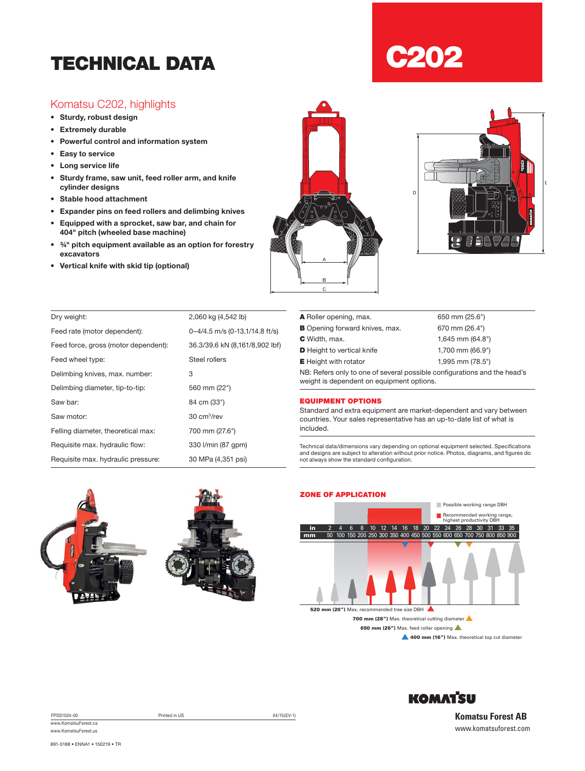# TECHNICAL DATA

# C202

## Komatsu C202, highlights

- **Sturdy, robust design**
- **Extremely durable**
- **Powerful control and information system**
- **Easy to service**
- **Long service life**
- **Sturdy frame, saw unit, feed roller arm, and knife cylinder designs**
- **Stable hood attachment**
- **Expander pins on feed rollers and delimbing knives**
- **Equipped with a sprocket, saw bar, and chain for 404" pitch (wheeled base machine)**
- **¾" pitch equipment available as an option for forestry excavators**
- **Vertical knife with skid tip (optional)**

A
B
C
D
E

| | |
|---|---|
| Dry weight: | 2,060 kg (4,542 lb) |
| Feed rate (motor dependent): | 0–4/4.5 m/s (0-13.1/14.8 ft/s) |
| Feed force, gross (motor dependent): | 36.3/39.6 kN (8,161/8,902 lbf) |
| Feed wheel type: | Steel rollers |
| Delimbing knives, max. number: | 3 |
| Delimbing diameter, tip-to-tip: | 560 mm (22") |
| Saw bar: | 84 cm (33") |
| Saw motor: | 30 cm³/rev |
| Felling diameter, theoretical max: | 700 mm (27.6") |
| Requisite max. hydraulic flow: | 330 l/min (87 gpm) |
| Requisite max. hydraulic pressure: | 30 MPa (4,351 psi) |

| | |
|---|---|
| **A** Roller opening, max. | 650 mm (25.6") |
| **B** Opening forward knives, max. | 670 mm (26.4") |
| **C** Width, max. | 1,645 mm (64.8") |
| **D** Height to vertical knife | 1,700 mm (66.9") |
| **E** Height with rotator | 1,995 mm (78.5") |

NB: Refers only to one of several possible configurations and the head's weight is dependent on equipment options.

## EQUIPMENT OPTIONS

Standard and extra equipment are market-dependent and vary between countries. Your sales representative has an up-to-date list of what is included.

Technical data/dimensions vary depending on optional equipment selected. Specifications and designs are subject to alteration without prior notice. Photos, diagrams, and figures do not always show the standard configuration.

## ZONE OF APPLICATION

Possible working range DBH
Recommended working range, highest productivity DBH

in 2 4 6 8 10 12 14 16 18 20 22 24 26 28 30 31 33 35
mm 50 100 150 200 250 300 350 400 450 500 550 600 650 700 750 800 850 900

**520 mm (20")** Max. recommended tree size DBH
**700 mm (28")** Max. theoretical cutting diameter
**650 mm (26")** Max. feed roller opening
**400 mm (16")** Max. theoretical top cut diameter

FPSS1024-00 Printed in US 04/15(EV-1)
www.KomatsuForest.ca
www.KomatsuForest.us

891-5188 • ENNA1 • 150219 • TR

KOMATSU
**Komatsu Forest AB**
www.komatsuforest.com